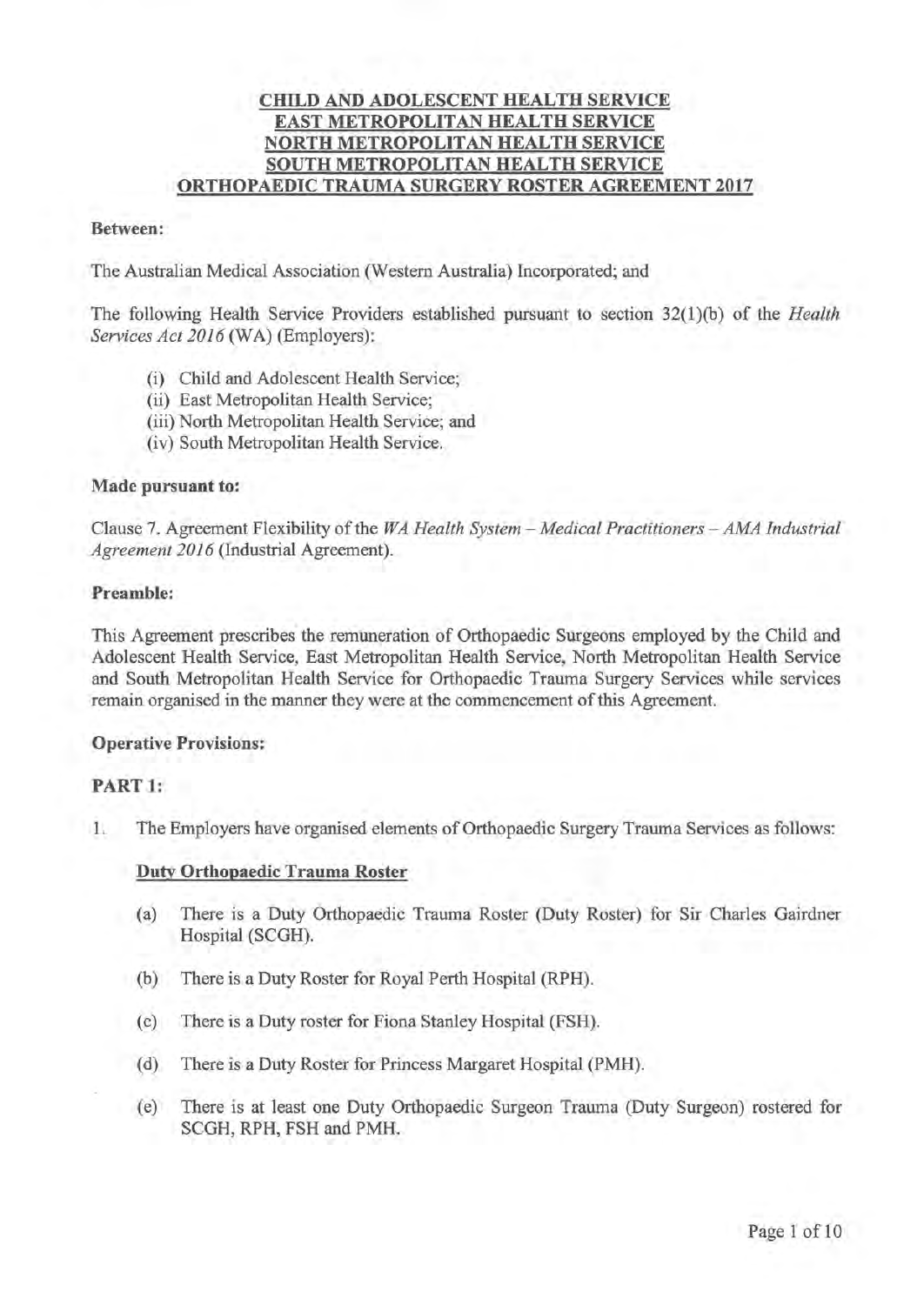# CHILD AND ADOLESCENT HEALTH SERVICE
# EAST METROPOLITAN HEALTH SERVICE
# NORTH METROPOLITAN HEALTH SERVICE
# SOUTH METROPOLITAN HEALTH SERVICE
# ORTHOPAEDIC TRAUMA SURGERY ROSTER AGREEMENT 2017

**Between:**

The Australian Medical Association (Western Australia) Incorporated; and

The following Health Service Providers established pursuant to section 32(1)(b) of the *Health Services Act 2016* (WA) (Employers):

(i) Child and Adolescent Health Service;
(ii) East Metropolitan Health Service;
(iii) North Metropolitan Health Service; and
(iv) South Metropolitan Health Service.

**Made pursuant to:**

Clause 7. Agreement Flexibility of the *WA Health System – Medical Practitioners – AMA Industrial Agreement 2016* (Industrial Agreement).

**Preamble:**

This Agreement prescribes the remuneration of Orthopaedic Surgeons employed by the Child and Adolescent Health Service, East Metropolitan Health Service, North Metropolitan Health Service and South Metropolitan Health Service for Orthopaedic Trauma Surgery Services while services remain organised in the manner they were at the commencement of this Agreement.

**Operative Provisions:**

**PART 1:**

1. The Employers have organised elements of Orthopaedic Surgery Trauma Services as follows:

   **Duty Orthopaedic Trauma Roster**

   (a) There is a Duty Orthopaedic Trauma Roster (Duty Roster) for Sir Charles Gairdner Hospital (SCGH).

   (b) There is a Duty Roster for Royal Perth Hospital (RPH).

   (c) There is a Duty roster for Fiona Stanley Hospital (FSH).

   (d) There is a Duty Roster for Princess Margaret Hospital (PMH).

   (e) There is at least one Duty Orthopaedic Surgeon Trauma (Duty Surgeon) rostered for SCGH, RPH, FSH and PMH.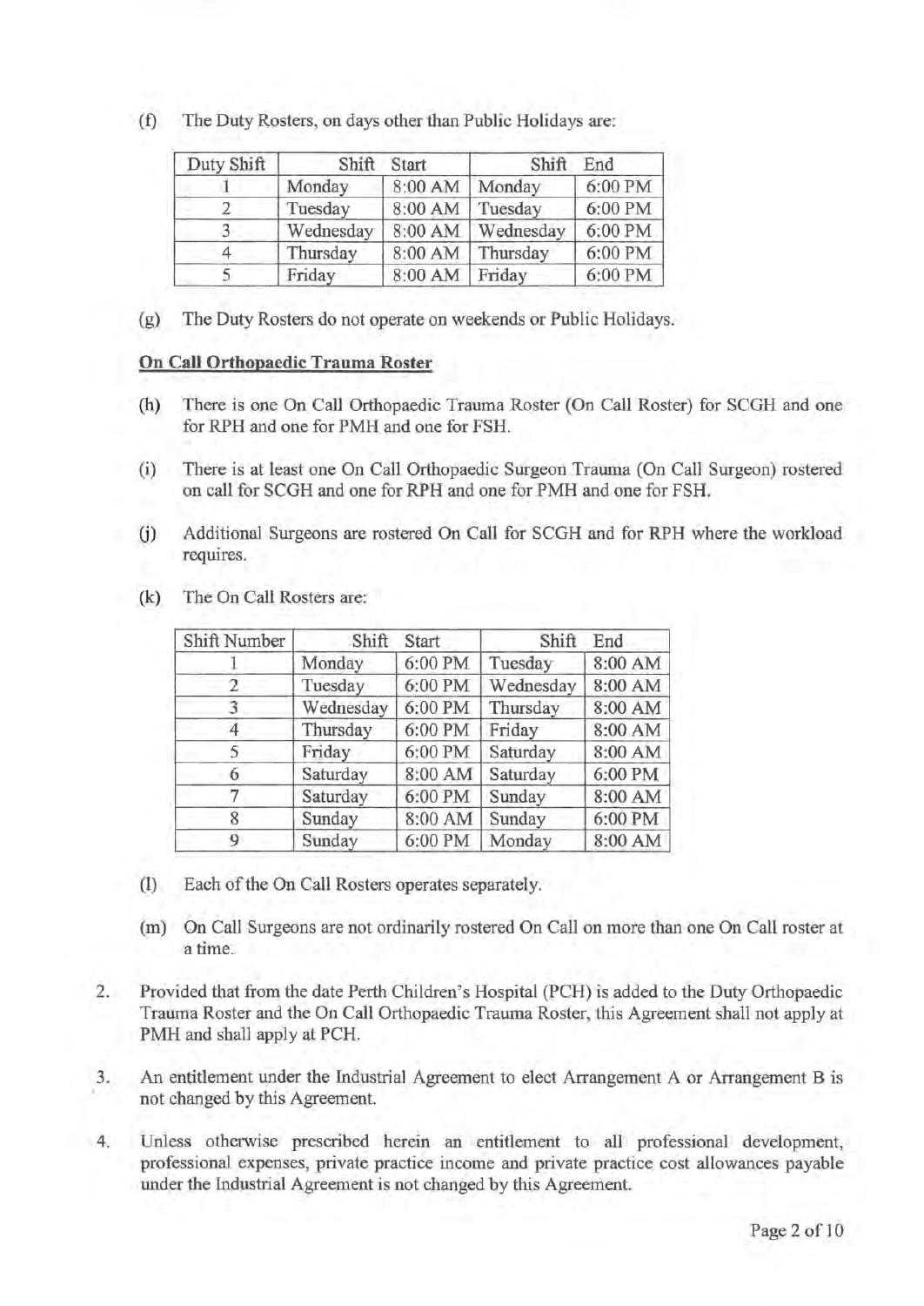(f) The Duty Rosters, on days other than Public Holidays are:

| Duty Shift | Shift Start | | Shift End | |
|---|---|---|---|---|
| 1 | Monday | 8:00 AM | Monday | 6:00 PM |
| 2 | Tuesday | 8:00 AM | Tuesday | 6:00 PM |
| 3 | Wednesday | 8:00 AM | Wednesday | 6:00 PM |
| 4 | Thursday | 8:00 AM | Thursday | 6:00 PM |
| 5 | Friday | 8:00 AM | Friday | 6:00 PM |

(g) The Duty Rosters do not operate on weekends or Public Holidays.

**On Call Orthopaedic Trauma Roster**

(h) There is one On Call Orthopaedic Trauma Roster (On Call Roster) for SCGH and one for RPH and one for PMH and one for FSH.

(i) There is at least one On Call Orthopaedic Surgeon Trauma (On Call Surgeon) rostered on call for SCGH and one for RPH and one for PMH and one for FSH.

(j) Additional Surgeons are rostered On Call for SCGH and for RPH where the workload requires.

(k) The On Call Rosters are:

| Shift Number | Shift Start | | Shift End | |
|---|---|---|---|---|
| 1 | Monday | 6:00 PM | Tuesday | 8:00 AM |
| 2 | Tuesday | 6:00 PM | Wednesday | 8:00 AM |
| 3 | Wednesday | 6:00 PM | Thursday | 8:00 AM |
| 4 | Thursday | 6:00 PM | Friday | 8:00 AM |
| 5 | Friday | 6:00 PM | Saturday | 8:00 AM |
| 6 | Saturday | 8:00 AM | Saturday | 6:00 PM |
| 7 | Saturday | 6:00 PM | Sunday | 8:00 AM |
| 8 | Sunday | 8:00 AM | Sunday | 6:00 PM |
| 9 | Sunday | 6:00 PM | Monday | 8:00 AM |

(l) Each of the On Call Rosters operates separately.

(m) On Call Surgeons are not ordinarily rostered On Call on more than one On Call roster at a time.

2. Provided that from the date Perth Children's Hospital (PCH) is added to the Duty Orthopaedic Trauma Roster and the On Call Orthopaedic Trauma Roster, this Agreement shall not apply at PMH and shall apply at PCH.

3. An entitlement under the Industrial Agreement to elect Arrangement A or Arrangement B is not changed by this Agreement.

4. Unless otherwise prescribed herein an entitlement to all professional development, professional expenses, private practice income and private practice cost allowances payable under the Industrial Agreement is not changed by this Agreement.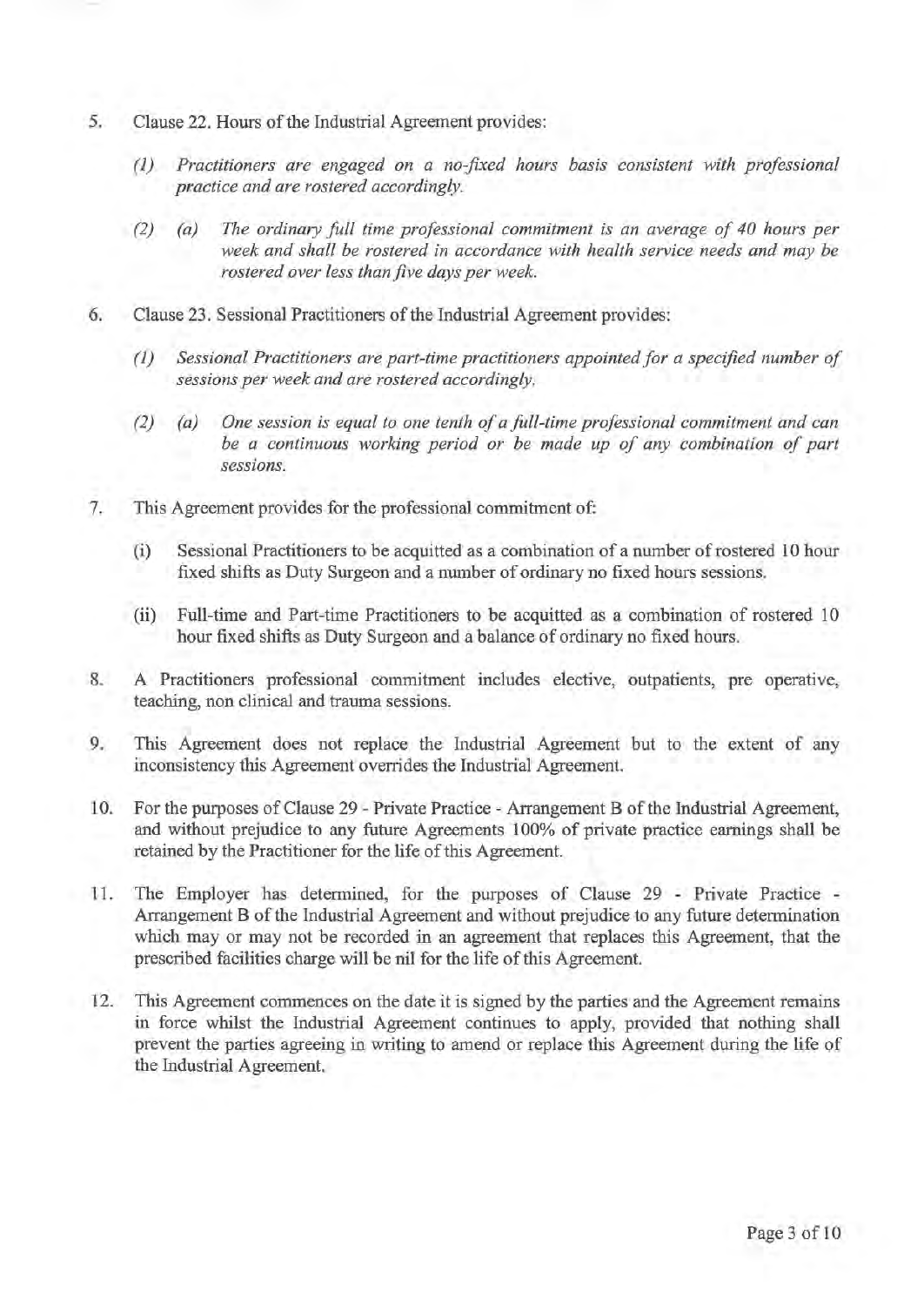5. Clause 22. Hours of the Industrial Agreement provides:

   *(1) Practitioners are engaged on a no-fixed hours basis consistent with professional practice and are rostered accordingly.*

   *(2) (a) The ordinary full time professional commitment is an average of 40 hours per week and shall be rostered in accordance with health service needs and may be rostered over less than five days per week.*

6. Clause 23. Sessional Practitioners of the Industrial Agreement provides:

   *(1) Sessional Practitioners are part-time practitioners appointed for a specified number of sessions per week and are rostered accordingly.*

   *(2) (a) One session is equal to one tenth of a full-time professional commitment and can be a continuous working period or be made up of any combination of part sessions.*

7. This Agreement provides for the professional commitment of:

   (i) Sessional Practitioners to be acquitted as a combination of a number of rostered 10 hour fixed shifts as Duty Surgeon and a number of ordinary no fixed hours sessions.

   (ii) Full-time and Part-time Practitioners to be acquitted as a combination of rostered 10 hour fixed shifts as Duty Surgeon and a balance of ordinary no fixed hours.

8. A Practitioners professional commitment includes elective, outpatients, pre operative, teaching, non clinical and trauma sessions.

9. This Agreement does not replace the Industrial Agreement but to the extent of any inconsistency this Agreement overrides the Industrial Agreement.

10. For the purposes of Clause 29 - Private Practice - Arrangement B of the Industrial Agreement, and without prejudice to any future Agreements 100% of private practice earnings shall be retained by the Practitioner for the life of this Agreement.

11. The Employer has determined, for the purposes of Clause 29 - Private Practice - Arrangement B of the Industrial Agreement and without prejudice to any future determination which may or may not be recorded in an agreement that replaces this Agreement, that the prescribed facilities charge will be nil for the life of this Agreement.

12. This Agreement commences on the date it is signed by the parties and the Agreement remains in force whilst the Industrial Agreement continues to apply, provided that nothing shall prevent the parties agreeing in writing to amend or replace this Agreement during the life of the Industrial Agreement.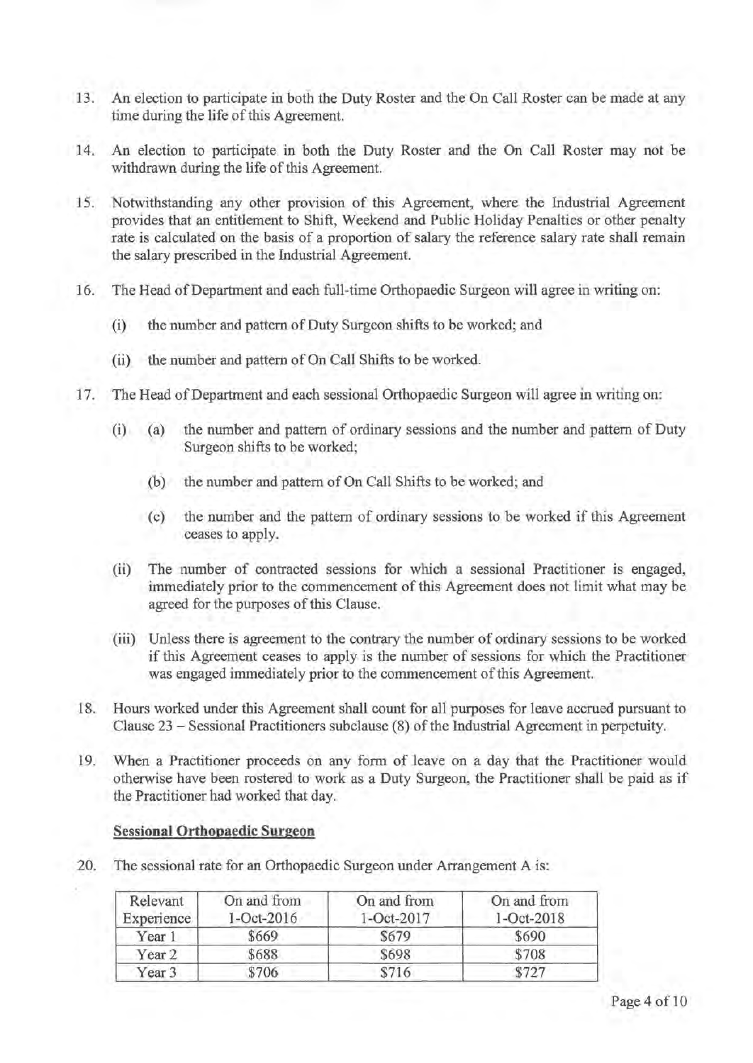13. An election to participate in both the Duty Roster and the On Call Roster can be made at any time during the life of this Agreement.

14. An election to participate in both the Duty Roster and the On Call Roster may not be withdrawn during the life of this Agreement.

15. Notwithstanding any other provision of this Agreement, where the Industrial Agreement provides that an entitlement to Shift, Weekend and Public Holiday Penalties or other penalty rate is calculated on the basis of a proportion of salary the reference salary rate shall remain the salary prescribed in the Industrial Agreement.

16. The Head of Department and each full-time Orthopaedic Surgeon will agree in writing on:

    (i) the number and pattern of Duty Surgeon shifts to be worked; and

    (ii) the number and pattern of On Call Shifts to be worked.

17. The Head of Department and each sessional Orthopaedic Surgeon will agree in writing on:

    (i) (a) the number and pattern of ordinary sessions and the number and pattern of Duty Surgeon shifts to be worked;

    (b) the number and pattern of On Call Shifts to be worked; and

    (c) the number and the pattern of ordinary sessions to be worked if this Agreement ceases to apply.

    (ii) The number of contracted sessions for which a sessional Practitioner is engaged, immediately prior to the commencement of this Agreement does not limit what may be agreed for the purposes of this Clause.

    (iii) Unless there is agreement to the contrary the number of ordinary sessions to be worked if this Agreement ceases to apply is the number of sessions for which the Practitioner was engaged immediately prior to the commencement of this Agreement.

18. Hours worked under this Agreement shall count for all purposes for leave accrued pursuant to Clause 23 – Sessional Practitioners subclause (8) of the Industrial Agreement in perpetuity.

19. When a Practitioner proceeds on any form of leave on a day that the Practitioner would otherwise have been rostered to work as a Duty Surgeon, the Practitioner shall be paid as if the Practitioner had worked that day.

**Sessional Orthopaedic Surgeon**

20. The sessional rate for an Orthopaedic Surgeon under Arrangement A is:

| Relevant Experience | On and from 1-Oct-2016 | On and from 1-Oct-2017 | On and from 1-Oct-2018 |
|---|---|---|---|
| Year 1 | $669 | $679 | $690 |
| Year 2 | $688 | $698 | $708 |
| Year 3 | $706 | $716 | $727 |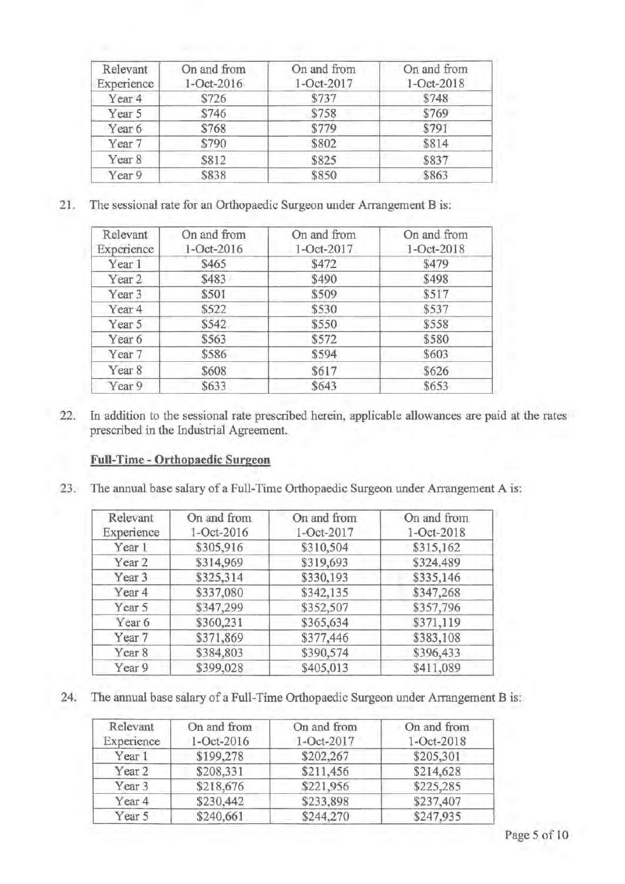| Relevant Experience | On and from 1-Oct-2016 | On and from 1-Oct-2017 | On and from 1-Oct-2018 |
|---|---|---|---|
| Year 4 | $726 | $737 | $748 |
| Year 5 | $746 | $758 | $769 |
| Year 6 | $768 | $779 | $791 |
| Year 7 | $790 | $802 | $814 |
| Year 8 | $812 | $825 | $837 |
| Year 9 | $838 | $850 | $863 |

21. The sessional rate for an Orthopaedic Surgeon under Arrangement B is:

| Relevant Experience | On and from 1-Oct-2016 | On and from 1-Oct-2017 | On and from 1-Oct-2018 |
|---|---|---|---|
| Year 1 | $465 | $472 | $479 |
| Year 2 | $483 | $490 | $498 |
| Year 3 | $501 | $509 | $517 |
| Year 4 | $522 | $530 | $537 |
| Year 5 | $542 | $550 | $558 |
| Year 6 | $563 | $572 | $580 |
| Year 7 | $586 | $594 | $603 |
| Year 8 | $608 | $617 | $626 |
| Year 9 | $633 | $643 | $653 |

22. In addition to the sessional rate prescribed herein, applicable allowances are paid at the rates prescribed in the Industrial Agreement.

**Full-Time - Orthopaedic Surgeon**

23. The annual base salary of a Full-Time Orthopaedic Surgeon under Arrangement A is:

| Relevant Experience | On and from 1-Oct-2016 | On and from 1-Oct-2017 | On and from 1-Oct-2018 |
|---|---|---|---|
| Year 1 | $305,916 | $310,504 | $315,162 |
| Year 2 | $314,969 | $319,693 | $324,489 |
| Year 3 | $325,314 | $330,193 | $335,146 |
| Year 4 | $337,080 | $342,135 | $347,268 |
| Year 5 | $347,299 | $352,507 | $357,796 |
| Year 6 | $360,231 | $365,634 | $371,119 |
| Year 7 | $371,869 | $377,446 | $383,108 |
| Year 8 | $384,803 | $390,574 | $396,433 |
| Year 9 | $399,028 | $405,013 | $411,089 |

24. The annual base salary of a Full-Time Orthopaedic Surgeon under Arrangement B is:

| Relevant Experience | On and from 1-Oct-2016 | On and from 1-Oct-2017 | On and from 1-Oct-2018 |
|---|---|---|---|
| Year 1 | $199,278 | $202,267 | $205,301 |
| Year 2 | $208,331 | $211,456 | $214,628 |
| Year 3 | $218,676 | $221,956 | $225,285 |
| Year 4 | $230,442 | $233,898 | $237,407 |
| Year 5 | $240,661 | $244,270 | $247,935 |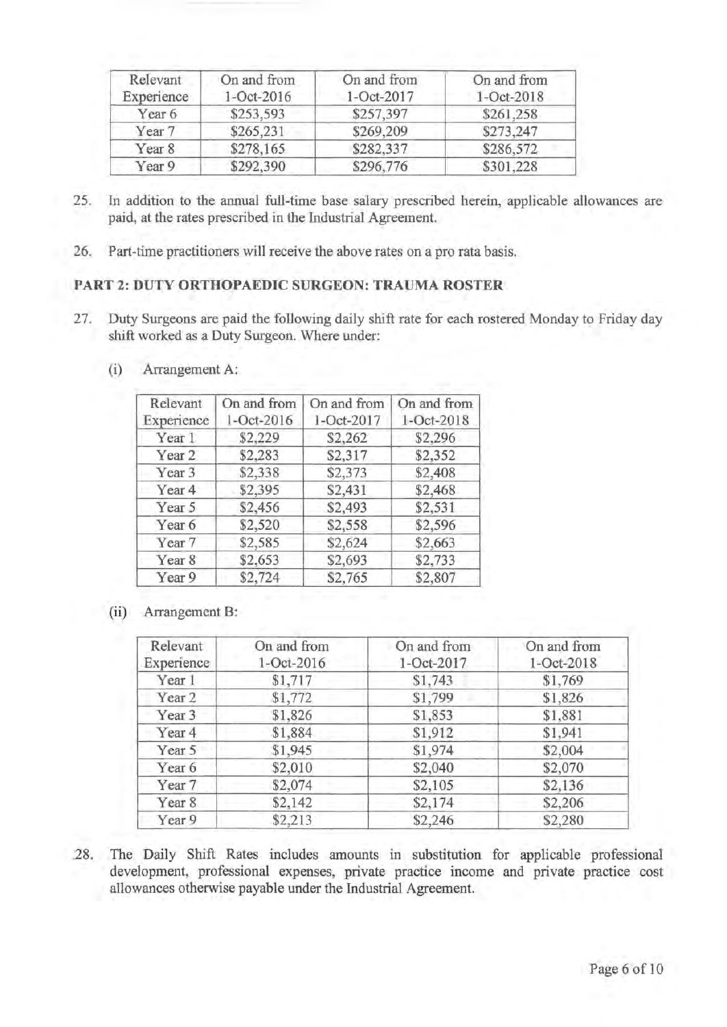| Relevant Experience | On and from 1-Oct-2016 | On and from 1-Oct-2017 | On and from 1-Oct-2018 |
|---|---|---|---|
| Year 6 | $253,593 | $257,397 | $261,258 |
| Year 7 | $265,231 | $269,209 | $273,247 |
| Year 8 | $278,165 | $282,337 | $286,572 |
| Year 9 | $292,390 | $296,776 | $301,228 |

25. In addition to the annual full-time base salary prescribed herein, applicable allowances are paid, at the rates prescribed in the Industrial Agreement.

26. Part-time practitioners will receive the above rates on a pro rata basis.

## PART 2: DUTY ORTHOPAEDIC SURGEON: TRAUMA ROSTER

27. Duty Surgeons are paid the following daily shift rate for each rostered Monday to Friday day shift worked as a Duty Surgeon. Where under:

    (i) Arrangement A:

| Relevant Experience | On and from 1-Oct-2016 | On and from 1-Oct-2017 | On and from 1-Oct-2018 |
|---|---|---|---|
| Year 1 | $2,229 | $2,262 | $2,296 |
| Year 2 | $2,283 | $2,317 | $2,352 |
| Year 3 | $2,338 | $2,373 | $2,408 |
| Year 4 | $2,395 | $2,431 | $2,468 |
| Year 5 | $2,456 | $2,493 | $2,531 |
| Year 6 | $2,520 | $2,558 | $2,596 |
| Year 7 | $2,585 | $2,624 | $2,663 |
| Year 8 | $2,653 | $2,693 | $2,733 |
| Year 9 | $2,724 | $2,765 | $2,807 |

    (ii) Arrangement B:

| Relevant Experience | On and from 1-Oct-2016 | On and from 1-Oct-2017 | On and from 1-Oct-2018 |
|---|---|---|---|
| Year 1 | $1,717 | $1,743 | $1,769 |
| Year 2 | $1,772 | $1,799 | $1,826 |
| Year 3 | $1,826 | $1,853 | $1,881 |
| Year 4 | $1,884 | $1,912 | $1,941 |
| Year 5 | $1,945 | $1,974 | $2,004 |
| Year 6 | $2,010 | $2,040 | $2,070 |
| Year 7 | $2,074 | $2,105 | $2,136 |
| Year 8 | $2,142 | $2,174 | $2,206 |
| Year 9 | $2,213 | $2,246 | $2,280 |

28. The Daily Shift Rates includes amounts in substitution for applicable professional development, professional expenses, private practice income and private practice cost allowances otherwise payable under the Industrial Agreement.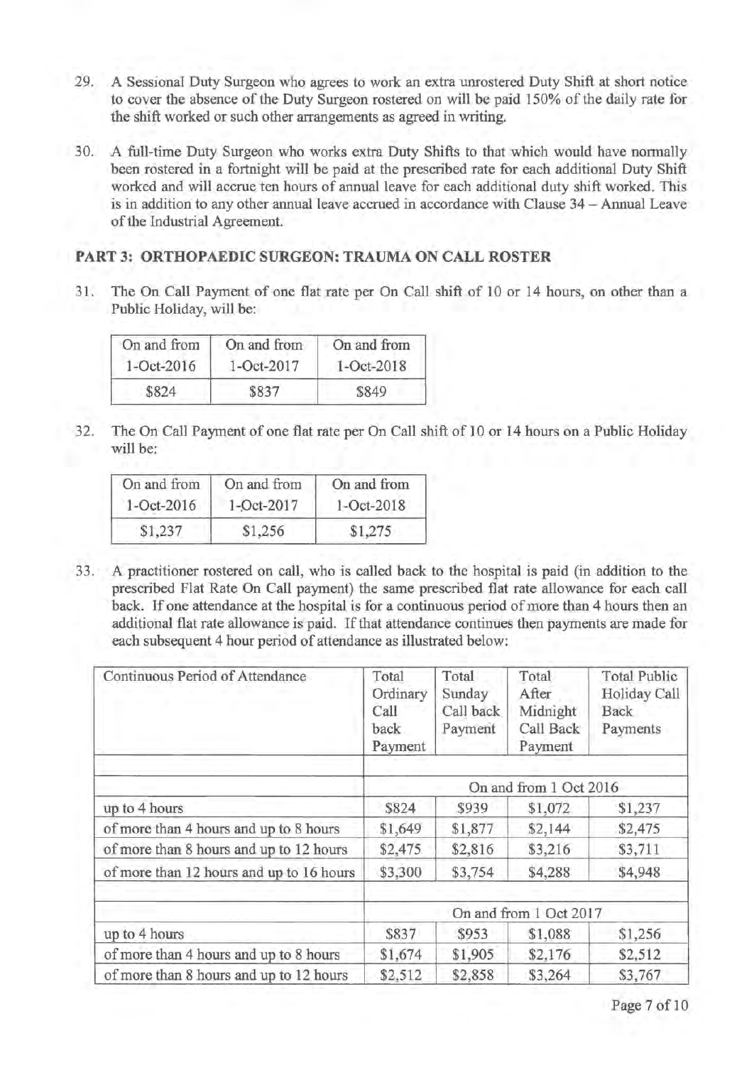29. A Sessional Duty Surgeon who agrees to work an extra unrostered Duty Shift at short notice to cover the absence of the Duty Surgeon rostered on will be paid 150% of the daily rate for the shift worked or such other arrangements as agreed in writing.

30. A full-time Duty Surgeon who works extra Duty Shifts to that which would have normally been rostered in a fortnight will be paid at the prescribed rate for each additional Duty Shift worked and will accrue ten hours of annual leave for each additional duty shift worked. This is in addition to any other annual leave accrued in accordance with Clause 34 – Annual Leave of the Industrial Agreement.

## PART 3: ORTHOPAEDIC SURGEON: TRAUMA ON CALL ROSTER

31. The On Call Payment of one flat rate per On Call shift of 10 or 14 hours, on other than a Public Holiday, will be:

| On and from 1-Oct-2016 | On and from 1-Oct-2017 | On and from 1-Oct-2018 |
|---|---|---|
| $824 | $837 | $849 |

32. The On Call Payment of one flat rate per On Call shift of 10 or 14 hours on a Public Holiday will be:

| On and from 1-Oct-2016 | On and from 1-Oct-2017 | On and from 1-Oct-2018 |
|---|---|---|
| $1,237 | $1,256 | $1,275 |

33. A practitioner rostered on call, who is called back to the hospital is paid (in addition to the prescribed Flat Rate On Call payment) the same prescribed flat rate allowance for each call back. If one attendance at the hospital is for a continuous period of more than 4 hours then an additional flat rate allowance is paid. If that attendance continues then payments are made for each subsequent 4 hour period of attendance as illustrated below:

| Continuous Period of Attendance | Total Ordinary Call back Payment | Total Sunday Call back Payment | Total After Midnight Call Back Payment | Total Public Holiday Call Back Payments |
|---|---|---|---|---|
| | On and from 1 Oct 2016 | | | |
| up to 4 hours | $824 | $939 | $1,072 | $1,237 |
| of more than 4 hours and up to 8 hours | $1,649 | $1,877 | $2,144 | $2,475 |
| of more than 8 hours and up to 12 hours | $2,475 | $2,816 | $3,216 | $3,711 |
| of more than 12 hours and up to 16 hours | $3,300 | $3,754 | $4,288 | $4,948 |
| | On and from 1 Oct 2017 | | | |
| up to 4 hours | $837 | $953 | $1,088 | $1,256 |
| of more than 4 hours and up to 8 hours | $1,674 | $1,905 | $2,176 | $2,512 |
| of more than 8 hours and up to 12 hours | $2,512 | $2,858 | $3,264 | $3,767 |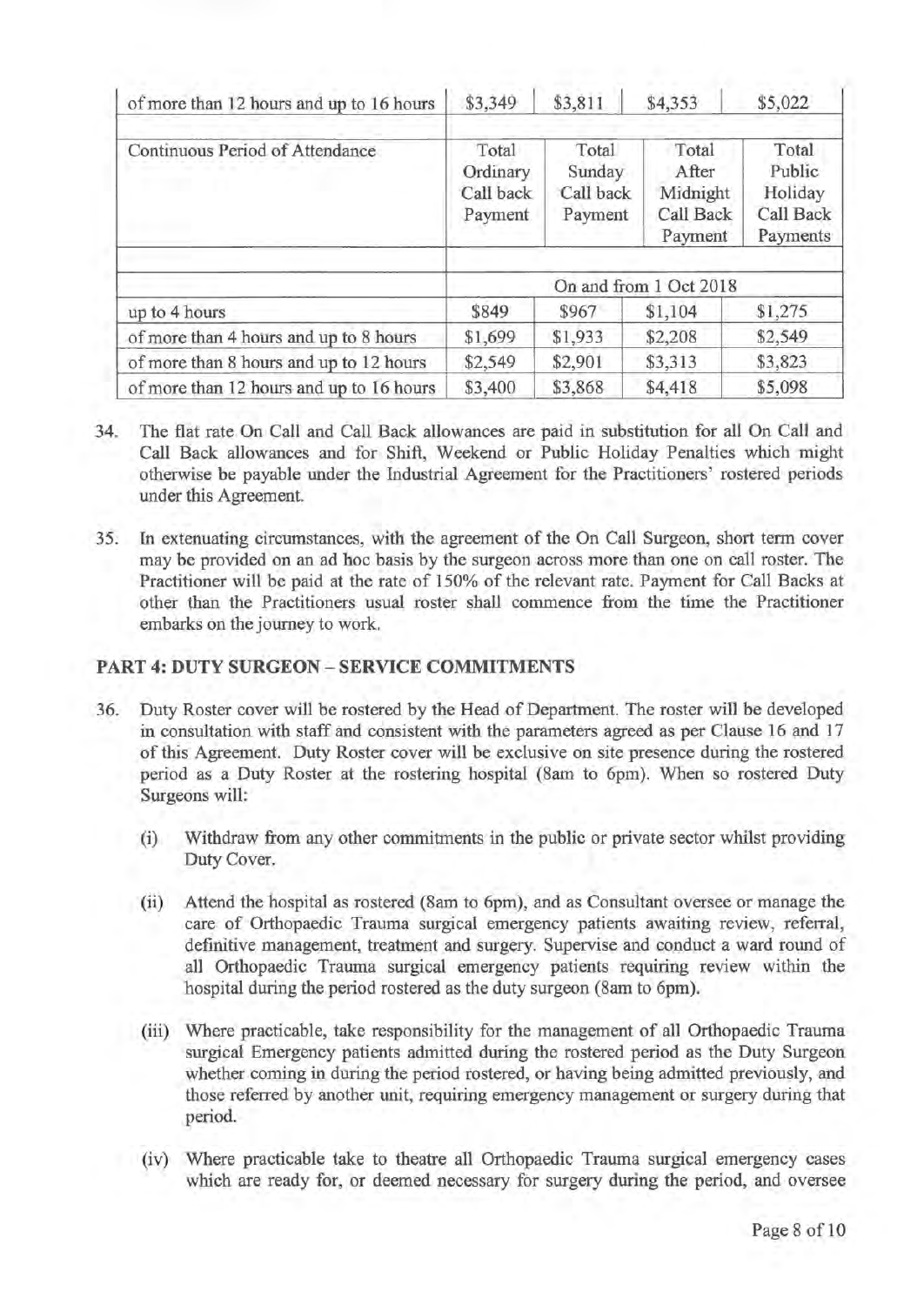| of more than 12 hours and up to 16 hours | $3,349 | $3,811 | $4,353 | $5,022 |
|---|---|---|---|---|
| Continuous Period of Attendance | Total Ordinary Call back Payment | Total Sunday Call back Payment | Total After Midnight Call Back Payment | Total Public Holiday Call Back Payments |
| | On and from 1 Oct 2018 | | | |
| up to 4 hours | $849 | $967 | $1,104 | $1,275 |
| of more than 4 hours and up to 8 hours | $1,699 | $1,933 | $2,208 | $2,549 |
| of more than 8 hours and up to 12 hours | $2,549 | $2,901 | $3,313 | $3,823 |
| of more than 12 hours and up to 16 hours | $3,400 | $3,868 | $4,418 | $5,098 |

34. The flat rate On Call and Call Back allowances are paid in substitution for all On Call and Call Back allowances and for Shift, Weekend or Public Holiday Penalties which might otherwise be payable under the Industrial Agreement for the Practitioners' rostered periods under this Agreement.

35. In extenuating circumstances, with the agreement of the On Call Surgeon, short term cover may be provided on an ad hoc basis by the surgeon across more than one on call roster. The Practitioner will be paid at the rate of 150% of the relevant rate. Payment for Call Backs at other than the Practitioners usual roster shall commence from the time the Practitioner embarks on the journey to work.

## PART 4: DUTY SURGEON – SERVICE COMMITMENTS

36. Duty Roster cover will be rostered by the Head of Department. The roster will be developed in consultation with staff and consistent with the parameters agreed as per Clause 16 and 17 of this Agreement. Duty Roster cover will be exclusive on site presence during the rostered period as a Duty Roster at the rostering hospital (8am to 6pm). When so rostered Duty Surgeons will:

    (i) Withdraw from any other commitments in the public or private sector whilst providing Duty Cover.

    (ii) Attend the hospital as rostered (8am to 6pm), and as Consultant oversee or manage the care of Orthopaedic Trauma surgical emergency patients awaiting review, referral, definitive management, treatment and surgery. Supervise and conduct a ward round of all Orthopaedic Trauma surgical emergency patients requiring review within the hospital during the period rostered as the duty surgeon (8am to 6pm).

    (iii) Where practicable, take responsibility for the management of all Orthopaedic Trauma surgical Emergency patients admitted during the rostered period as the Duty Surgeon whether coming in during the period rostered, or having being admitted previously, and those referred by another unit, requiring emergency management or surgery during that period.

    (iv) Where practicable take to theatre all Orthopaedic Trauma surgical emergency cases which are ready for, or deemed necessary for surgery during the period, and oversee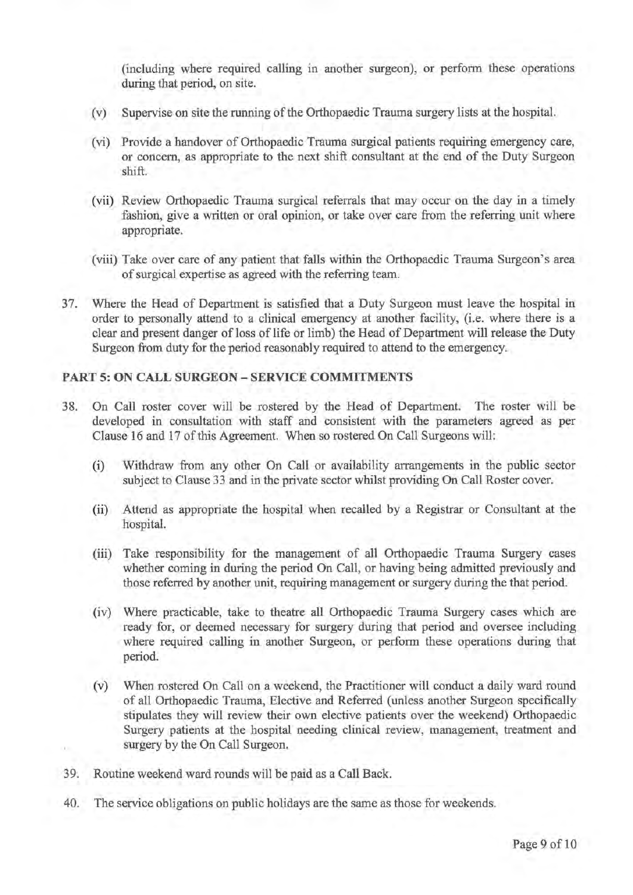(including where required calling in another surgeon), or perform these operations during that period, on site.

(v) Supervise on site the running of the Orthopaedic Trauma surgery lists at the hospital.

(vi) Provide a handover of Orthopaedic Trauma surgical patients requiring emergency care, or concern, as appropriate to the next shift consultant at the end of the Duty Surgeon shift.

(vii) Review Orthopaedic Trauma surgical referrals that may occur on the day in a timely fashion, give a written or oral opinion, or take over care from the referring unit where appropriate.

(viii) Take over care of any patient that falls within the Orthopaedic Trauma Surgeon's area of surgical expertise as agreed with the referring team.

37. Where the Head of Department is satisfied that a Duty Surgeon must leave the hospital in order to personally attend to a clinical emergency at another facility, (i.e. where there is a clear and present danger of loss of life or limb) the Head of Department will release the Duty Surgeon from duty for the period reasonably required to attend to the emergency.

## PART 5: ON CALL SURGEON – SERVICE COMMITMENTS

38. On Call roster cover will be rostered by the Head of Department. The roster will be developed in consultation with staff and consistent with the parameters agreed as per Clause 16 and 17 of this Agreement. When so rostered On Call Surgeons will:

    (i) Withdraw from any other On Call or availability arrangements in the public sector subject to Clause 33 and in the private sector whilst providing On Call Roster cover.

    (ii) Attend as appropriate the hospital when recalled by a Registrar or Consultant at the hospital.

    (iii) Take responsibility for the management of all Orthopaedic Trauma Surgery cases whether coming in during the period On Call, or having being admitted previously and those referred by another unit, requiring management or surgery during the that period.

    (iv) Where practicable, take to theatre all Orthopaedic Trauma Surgery cases which are ready for, or deemed necessary for surgery during that period and oversee including where required calling in another Surgeon, or perform these operations during that period.

    (v) When rostered On Call on a weekend, the Practitioner will conduct a daily ward round of all Orthopaedic Trauma, Elective and Referred (unless another Surgeon specifically stipulates they will review their own elective patients over the weekend) Orthopaedic Surgery patients at the hospital needing clinical review, management, treatment and surgery by the On Call Surgeon.

39. Routine weekend ward rounds will be paid as a Call Back.

40. The service obligations on public holidays are the same as those for weekends.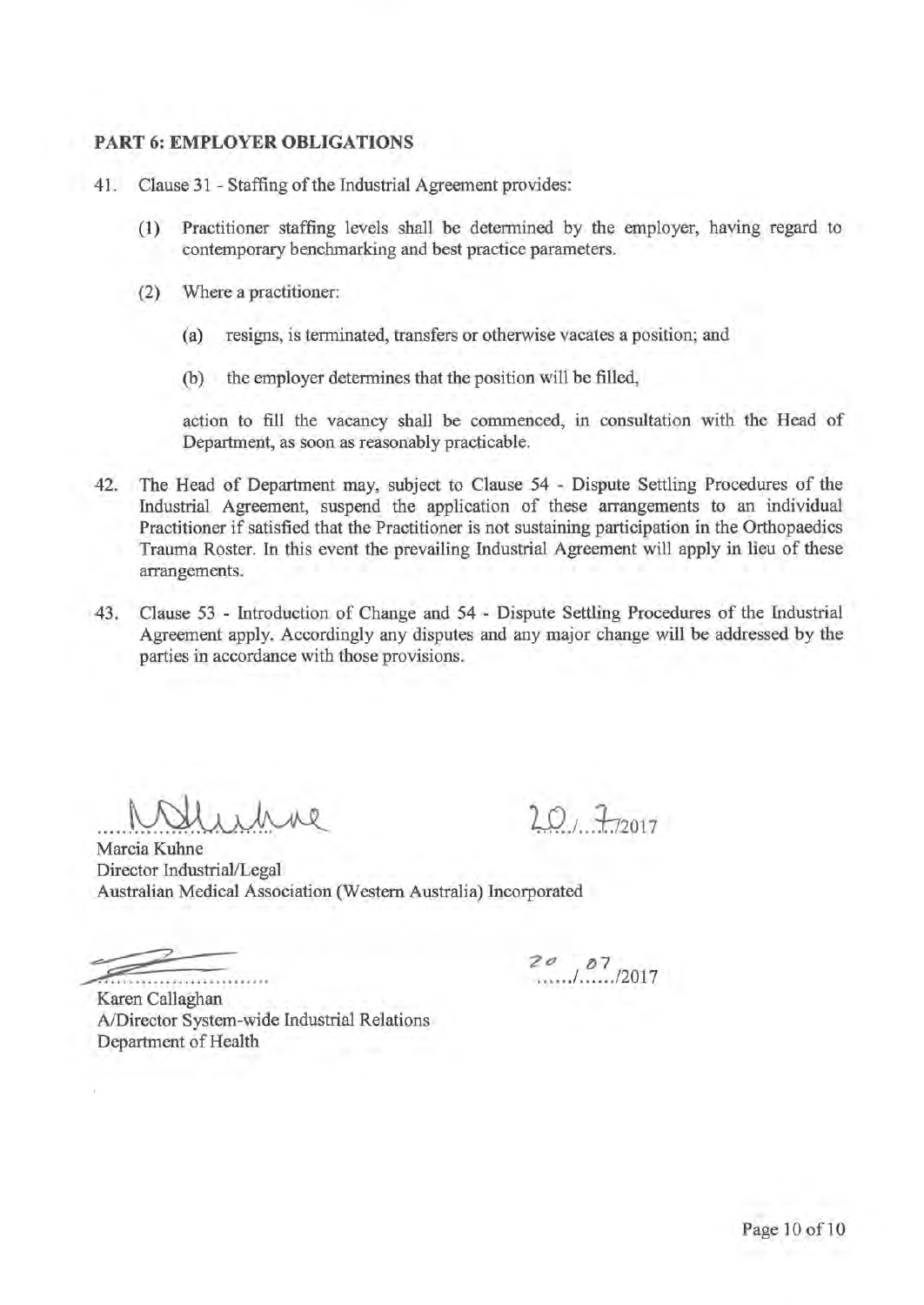**PART 6: EMPLOYER OBLIGATIONS**

41. Clause 31 - Staffing of the Industrial Agreement provides:

    (1) Practitioner staffing levels shall be determined by the employer, having regard to contemporary benchmarking and best practice parameters.

    (2) Where a practitioner:

        (a) resigns, is terminated, transfers or otherwise vacates a position; and

        (b) the employer determines that the position will be filled,

        action to fill the vacancy shall be commenced, in consultation with the Head of Department, as soon as reasonably practicable.

42. The Head of Department may, subject to Clause 54 - Dispute Settling Procedures of the Industrial Agreement, suspend the application of these arrangements to an individual Practitioner if satisfied that the Practitioner is not sustaining participation in the Orthopaedics Trauma Roster. In this event the prevailing Industrial Agreement will apply in lieu of these arrangements.

43. Clause 53 - Introduction of Change and 54 - Dispute Settling Procedures of the Industrial Agreement apply. Accordingly any disputes and any major change will be addressed by the parties in accordance with those provisions.

[Signature]

20/7/2017

Marcia Kuhne
Director Industrial/Legal
Australian Medical Association (Western Australia) Incorporated

[Signature]

20/07/2017

Karen Callaghan
A/Director System-wide Industrial Relations
Department of Health